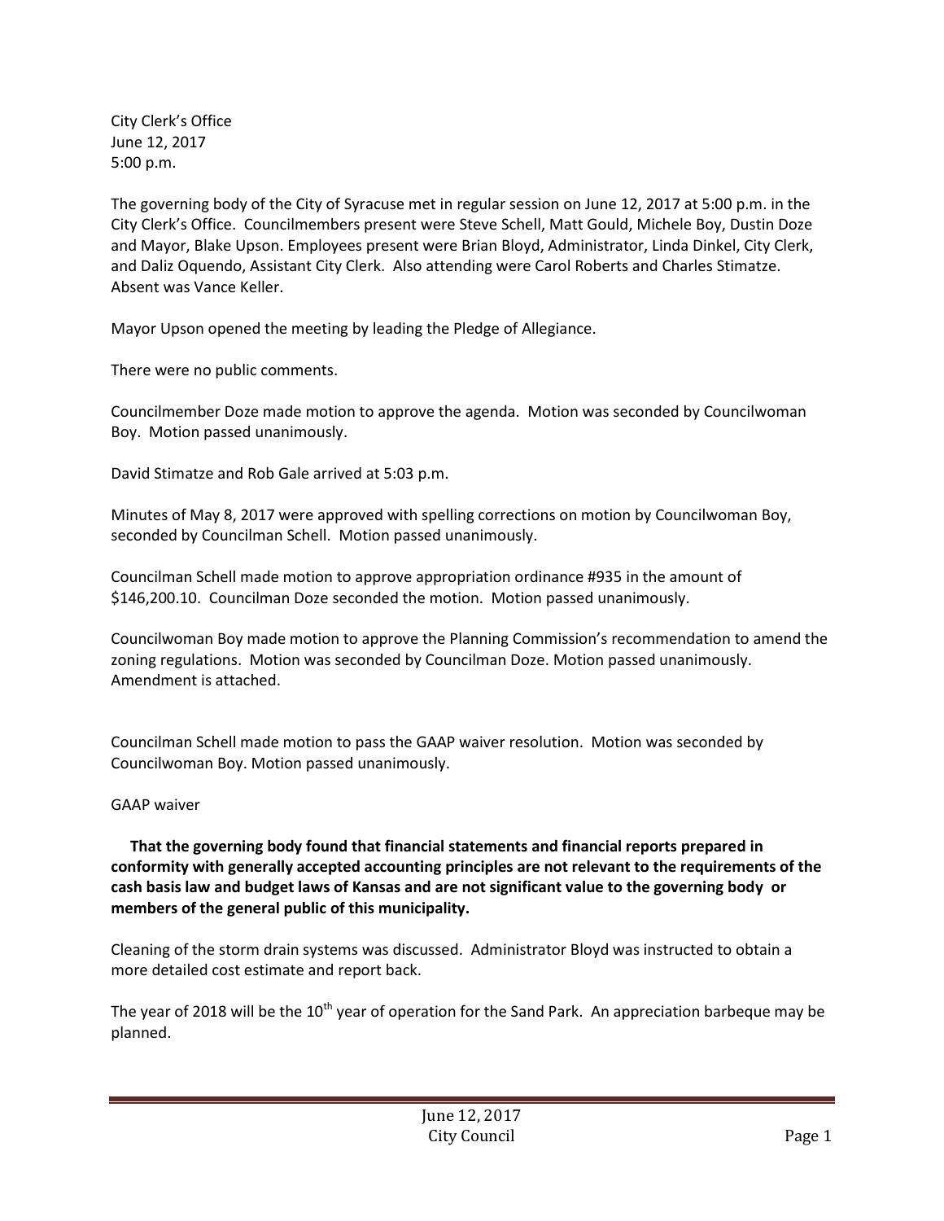City Clerk's Office
June 12, 2017
5:00 p.m.

The governing body of the City of Syracuse met in regular session on June 12, 2017 at 5:00 p.m. in the City Clerk's Office. Councilmembers present were Steve Schell, Matt Gould, Michele Boy, Dustin Doze and Mayor, Blake Upson. Employees present were Brian Bloyd, Administrator, Linda Dinkel, City Clerk, and Daliz Oquendo, Assistant City Clerk. Also attending were Carol Roberts and Charles Stimatze. Absent was Vance Keller.

Mayor Upson opened the meeting by leading the Pledge of Allegiance.

There were no public comments.

Councilmember Doze made motion to approve the agenda. Motion was seconded by Councilwoman Boy. Motion passed unanimously.

David Stimatze and Rob Gale arrived at 5:03 p.m.

Minutes of May 8, 2017 were approved with spelling corrections on motion by Councilwoman Boy, seconded by Councilman Schell. Motion passed unanimously.

Councilman Schell made motion to approve appropriation ordinance #935 in the amount of $146,200.10. Councilman Doze seconded the motion. Motion passed unanimously.

Councilwoman Boy made motion to approve the Planning Commission's recommendation to amend the zoning regulations. Motion was seconded by Councilman Doze. Motion passed unanimously. Amendment is attached.

Councilman Schell made motion to pass the GAAP waiver resolution. Motion was seconded by Councilwoman Boy. Motion passed unanimously.

GAAP waiver

**That the governing body found that financial statements and financial reports prepared in conformity with generally accepted accounting principles are not relevant to the requirements of the cash basis law and budget laws of Kansas and are not significant value to the governing body or members of the general public of this municipality.**

Cleaning of the storm drain systems was discussed. Administrator Bloyd was instructed to obtain a more detailed cost estimate and report back.

The year of 2018 will be the 10th year of operation for the Sand Park. An appreciation barbeque may be planned.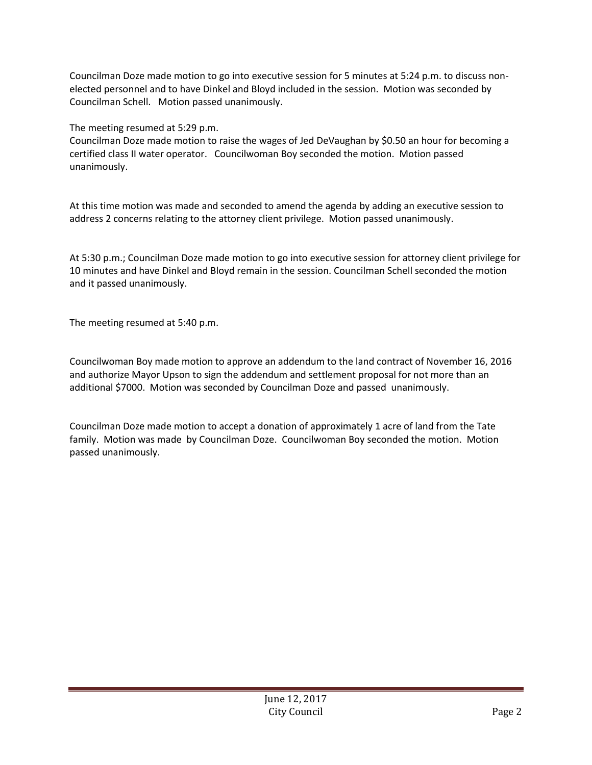Councilman Doze made motion to go into executive session for 5 minutes at 5:24 p.m. to discuss non-elected personnel and to have Dinkel and Bloyd included in the session. Motion was seconded by Councilman Schell. Motion passed unanimously.

The meeting resumed at 5:29 p.m.
Councilman Doze made motion to raise the wages of Jed DeVaughan by $0.50 an hour for becoming a certified class II water operator. Councilwoman Boy seconded the motion. Motion passed unanimously.

At this time motion was made and seconded to amend the agenda by adding an executive session to address 2 concerns relating to the attorney client privilege. Motion passed unanimously.

At 5:30 p.m.; Councilman Doze made motion to go into executive session for attorney client privilege for 10 minutes and have Dinkel and Bloyd remain in the session. Councilman Schell seconded the motion and it passed unanimously.

The meeting resumed at 5:40 p.m.

Councilwoman Boy made motion to approve an addendum to the land contract of November 16, 2016 and authorize Mayor Upson to sign the addendum and settlement proposal for not more than an additional $7000. Motion was seconded by Councilman Doze and passed unanimously.

Councilman Doze made motion to accept a donation of approximately 1 acre of land from the Tate family. Motion was made by Councilman Doze. Councilwoman Boy seconded the motion. Motion passed unanimously.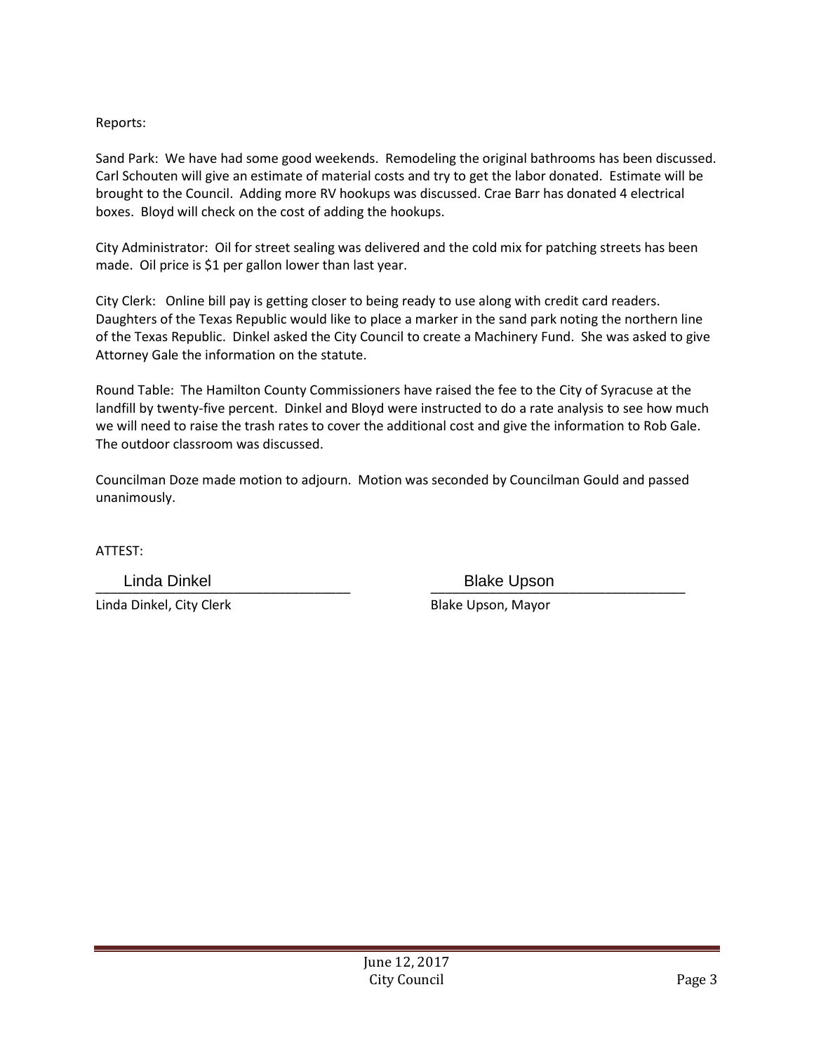Reports:

Sand Park: We have had some good weekends. Remodeling the original bathrooms has been discussed. Carl Schouten will give an estimate of material costs and try to get the labor donated. Estimate will be brought to the Council. Adding more RV hookups was discussed. Crae Barr has donated 4 electrical boxes. Bloyd will check on the cost of adding the hookups.

City Administrator: Oil for street sealing was delivered and the cold mix for patching streets has been made. Oil price is $1 per gallon lower than last year.

City Clerk: Online bill pay is getting closer to being ready to use along with credit card readers. Daughters of the Texas Republic would like to place a marker in the sand park noting the northern line of the Texas Republic. Dinkel asked the City Council to create a Machinery Fund. She was asked to give Attorney Gale the information on the statute.

Round Table: The Hamilton County Commissioners have raised the fee to the City of Syracuse at the landfill by twenty-five percent. Dinkel and Bloyd were instructed to do a rate analysis to see how much we will need to raise the trash rates to cover the additional cost and give the information to Rob Gale. The outdoor classroom was discussed.

Councilman Doze made motion to adjourn. Motion was seconded by Councilman Gould and passed unanimously.

ATTEST:

Linda Dinkel ______________________________ Blake Upson ______________________________

Linda Dinkel, City Clerk Blake Upson, Mayor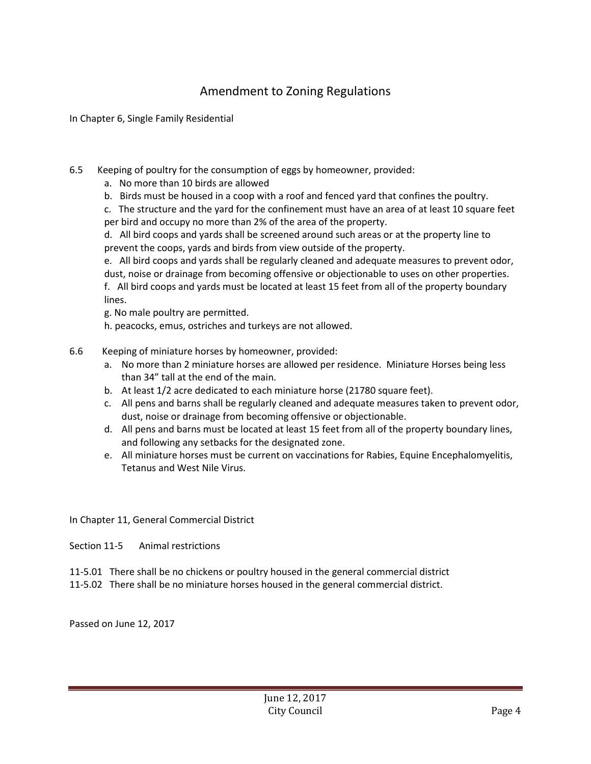# Amendment to Zoning Regulations

In Chapter 6, Single Family Residential

6.5 Keeping of poultry for the consumption of eggs by homeowner, provided:

- a. No more than 10 birds are allowed
- b. Birds must be housed in a coop with a roof and fenced yard that confines the poultry.
- c. The structure and the yard for the confinement must have an area of at least 10 square feet per bird and occupy no more than 2% of the area of the property.
- d. All bird coops and yards shall be screened around such areas or at the property line to prevent the coops, yards and birds from view outside of the property.
- e. All bird coops and yards shall be regularly cleaned and adequate measures to prevent odor, dust, noise or drainage from becoming offensive or objectionable to uses on other properties.
- f. All bird coops and yards must be located at least 15 feet from all of the property boundary lines.
- g. No male poultry are permitted.
- h. peacocks, emus, ostriches and turkeys are not allowed.

6.6 Keeping of miniature horses by homeowner, provided:

- a. No more than 2 miniature horses are allowed per residence. Miniature Horses being less than 34" tall at the end of the main.
- b. At least 1/2 acre dedicated to each miniature horse (21780 square feet).
- c. All pens and barns shall be regularly cleaned and adequate measures taken to prevent odor, dust, noise or drainage from becoming offensive or objectionable.
- d. All pens and barns must be located at least 15 feet from all of the property boundary lines, and following any setbacks for the designated zone.
- e. All miniature horses must be current on vaccinations for Rabies, Equine Encephalomyelitis, Tetanus and West Nile Virus.

In Chapter 11, General Commercial District

Section 11-5 Animal restrictions

11-5.01 There shall be no chickens or poultry housed in the general commercial district

11-5.02 There shall be no miniature horses housed in the general commercial district.

Passed on June 12, 2017